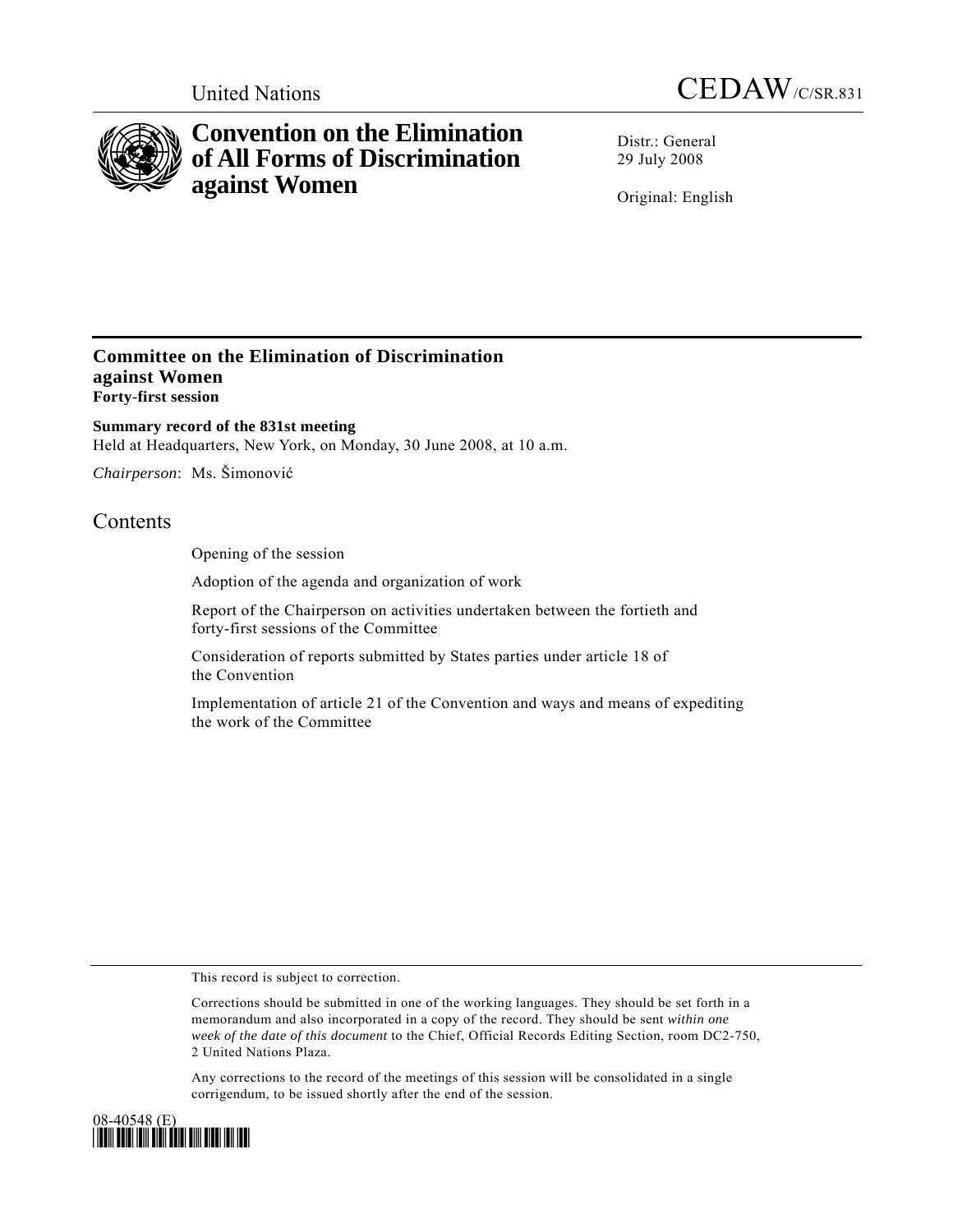United Nations

# CEDAW/C/SR.831

# Convention on the Elimination of All Forms of Discrimination against Women

Distr.: General
29 July 2008

Original: English

## Committee on the Elimination of Discrimination against Women
**Forty-first session**

**Summary record of the 831st meeting**
Held at Headquarters, New York, on Monday, 30 June 2008, at 10 a.m.

*Chairperson*: Ms. Šimonović

## Contents

Opening of the session

Adoption of the agenda and organization of work

Report of the Chairperson on activities undertaken between the fortieth and forty-first sessions of the Committee

Consideration of reports submitted by States parties under article 18 of the Convention

Implementation of article 21 of the Convention and ways and means of expediting the work of the Committee

This record is subject to correction.

Corrections should be submitted in one of the working languages. They should be set forth in a memorandum and also incorporated in a copy of the record. They should be sent *within one week of the date of this document* to the Chief, Official Records Editing Section, room DC2-750, 2 United Nations Plaza.

Any corrections to the record of the meetings of this session will be consolidated in a single corrigendum, to be issued shortly after the end of the session.

08-40548 (E)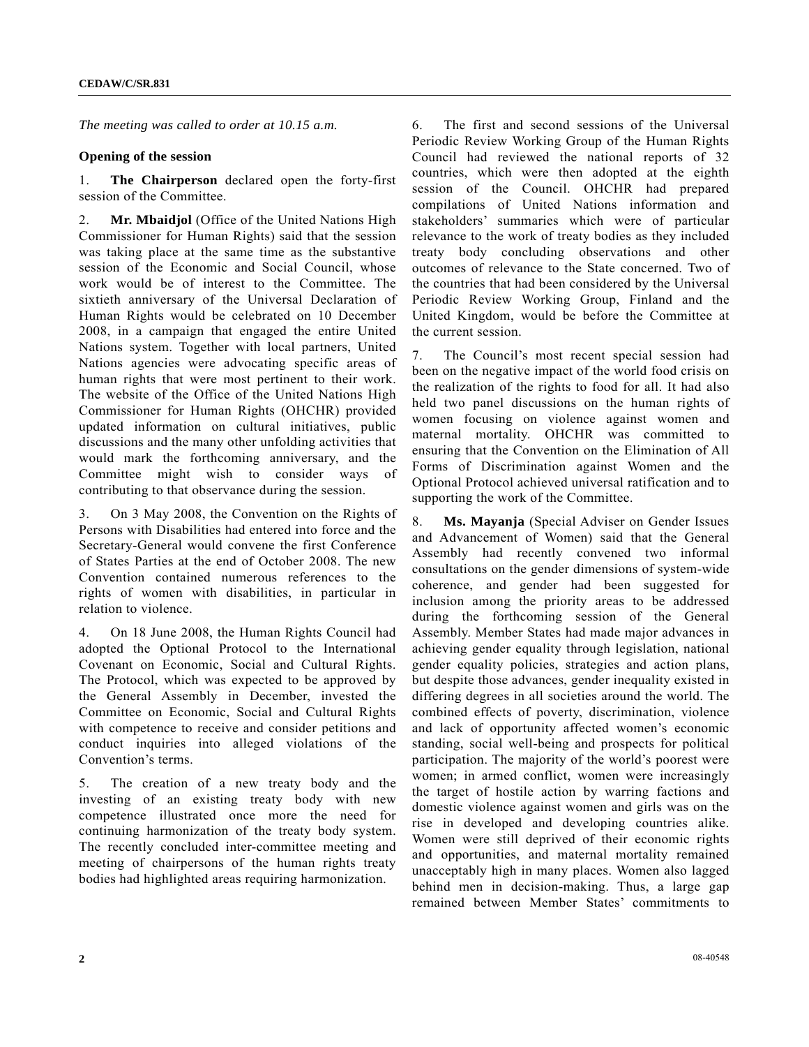*The meeting was called to order at 10.15 a.m.*

**Opening of the session**

1. **The Chairperson** declared open the forty-first session of the Committee.

2. **Mr. Mbaidjol** (Office of the United Nations High Commissioner for Human Rights) said that the session was taking place at the same time as the substantive session of the Economic and Social Council, whose work would be of interest to the Committee. The sixtieth anniversary of the Universal Declaration of Human Rights would be celebrated on 10 December 2008, in a campaign that engaged the entire United Nations system. Together with local partners, United Nations agencies were advocating specific areas of human rights that were most pertinent to their work. The website of the Office of the United Nations High Commissioner for Human Rights (OHCHR) provided updated information on cultural initiatives, public discussions and the many other unfolding activities that would mark the forthcoming anniversary, and the Committee might wish to consider ways of contributing to that observance during the session.

3. On 3 May 2008, the Convention on the Rights of Persons with Disabilities had entered into force and the Secretary-General would convene the first Conference of States Parties at the end of October 2008. The new Convention contained numerous references to the rights of women with disabilities, in particular in relation to violence.

4. On 18 June 2008, the Human Rights Council had adopted the Optional Protocol to the International Covenant on Economic, Social and Cultural Rights. The Protocol, which was expected to be approved by the General Assembly in December, invested the Committee on Economic, Social and Cultural Rights with competence to receive and consider petitions and conduct inquiries into alleged violations of the Convention's terms.

5. The creation of a new treaty body and the investing of an existing treaty body with new competence illustrated once more the need for continuing harmonization of the treaty body system. The recently concluded inter-committee meeting and meeting of chairpersons of the human rights treaty bodies had highlighted areas requiring harmonization.

6. The first and second sessions of the Universal Periodic Review Working Group of the Human Rights Council had reviewed the national reports of 32 countries, which were then adopted at the eighth session of the Council. OHCHR had prepared compilations of United Nations information and stakeholders' summaries which were of particular relevance to the work of treaty bodies as they included treaty body concluding observations and other outcomes of relevance to the State concerned. Two of the countries that had been considered by the Universal Periodic Review Working Group, Finland and the United Kingdom, would be before the Committee at the current session.

7. The Council's most recent special session had been on the negative impact of the world food crisis on the realization of the rights to food for all. It had also held two panel discussions on the human rights of women focusing on violence against women and maternal mortality. OHCHR was committed to ensuring that the Convention on the Elimination of All Forms of Discrimination against Women and the Optional Protocol achieved universal ratification and to supporting the work of the Committee.

8. **Ms. Mayanja** (Special Adviser on Gender Issues and Advancement of Women) said that the General Assembly had recently convened two informal consultations on the gender dimensions of system-wide coherence, and gender had been suggested for inclusion among the priority areas to be addressed during the forthcoming session of the General Assembly. Member States had made major advances in achieving gender equality through legislation, national gender equality policies, strategies and action plans, but despite those advances, gender inequality existed in differing degrees in all societies around the world. The combined effects of poverty, discrimination, violence and lack of opportunity affected women's economic standing, social well-being and prospects for political participation. The majority of the world's poorest were women; in armed conflict, women were increasingly the target of hostile action by warring factions and domestic violence against women and girls was on the rise in developed and developing countries alike. Women were still deprived of their economic rights and opportunities, and maternal mortality remained unacceptably high in many places. Women also lagged behind men in decision-making. Thus, a large gap remained between Member States' commitments to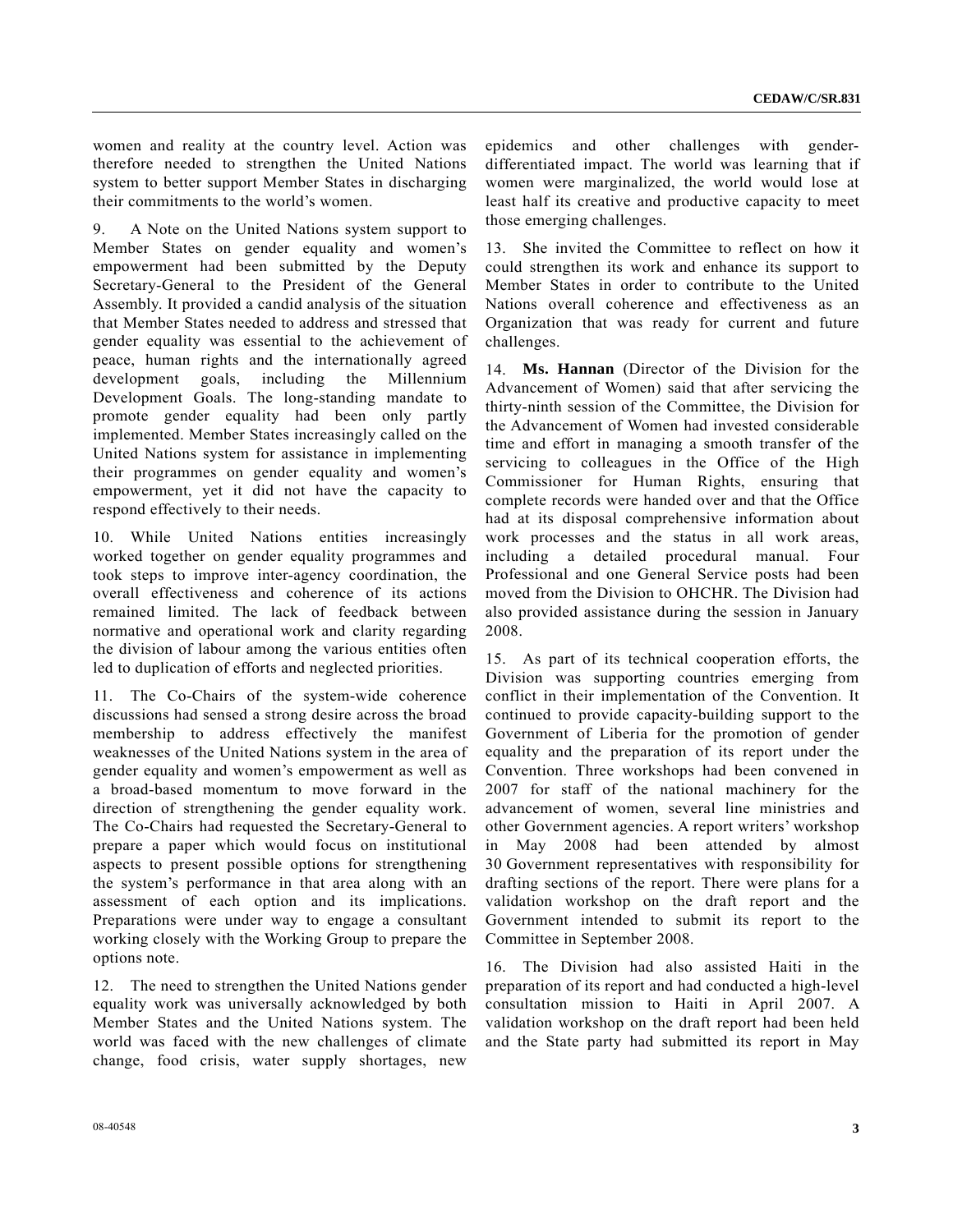women and reality at the country level. Action was therefore needed to strengthen the United Nations system to better support Member States in discharging their commitments to the world's women.

9. A Note on the United Nations system support to Member States on gender equality and women's empowerment had been submitted by the Deputy Secretary-General to the President of the General Assembly. It provided a candid analysis of the situation that Member States needed to address and stressed that gender equality was essential to the achievement of peace, human rights and the internationally agreed development goals, including the Millennium Development Goals. The long-standing mandate to promote gender equality had been only partly implemented. Member States increasingly called on the United Nations system for assistance in implementing their programmes on gender equality and women's empowerment, yet it did not have the capacity to respond effectively to their needs.

10. While United Nations entities increasingly worked together on gender equality programmes and took steps to improve inter-agency coordination, the overall effectiveness and coherence of its actions remained limited. The lack of feedback between normative and operational work and clarity regarding the division of labour among the various entities often led to duplication of efforts and neglected priorities.

11. The Co-Chairs of the system-wide coherence discussions had sensed a strong desire across the broad membership to address effectively the manifest weaknesses of the United Nations system in the area of gender equality and women's empowerment as well as a broad-based momentum to move forward in the direction of strengthening the gender equality work. The Co-Chairs had requested the Secretary-General to prepare a paper which would focus on institutional aspects to present possible options for strengthening the system's performance in that area along with an assessment of each option and its implications. Preparations were under way to engage a consultant working closely with the Working Group to prepare the options note.

12. The need to strengthen the United Nations gender equality work was universally acknowledged by both Member States and the United Nations system. The world was faced with the new challenges of climate change, food crisis, water supply shortages, new epidemics and other challenges with gender-differentiated impact. The world was learning that if women were marginalized, the world would lose at least half its creative and productive capacity to meet those emerging challenges.

13. She invited the Committee to reflect on how it could strengthen its work and enhance its support to Member States in order to contribute to the United Nations overall coherence and effectiveness as an Organization that was ready for current and future challenges.

14. **Ms. Hannan** (Director of the Division for the Advancement of Women) said that after servicing the thirty-ninth session of the Committee, the Division for the Advancement of Women had invested considerable time and effort in managing a smooth transfer of the servicing to colleagues in the Office of the High Commissioner for Human Rights, ensuring that complete records were handed over and that the Office had at its disposal comprehensive information about work processes and the status in all work areas, including a detailed procedural manual. Four Professional and one General Service posts had been moved from the Division to OHCHR. The Division had also provided assistance during the session in January 2008.

15. As part of its technical cooperation efforts, the Division was supporting countries emerging from conflict in their implementation of the Convention. It continued to provide capacity-building support to the Government of Liberia for the promotion of gender equality and the preparation of its report under the Convention. Three workshops had been convened in 2007 for staff of the national machinery for the advancement of women, several line ministries and other Government agencies. A report writers' workshop in May 2008 had been attended by almost 30 Government representatives with responsibility for drafting sections of the report. There were plans for a validation workshop on the draft report and the Government intended to submit its report to the Committee in September 2008.

16. The Division had also assisted Haiti in the preparation of its report and had conducted a high-level consultation mission to Haiti in April 2007. A validation workshop on the draft report had been held and the State party had submitted its report in May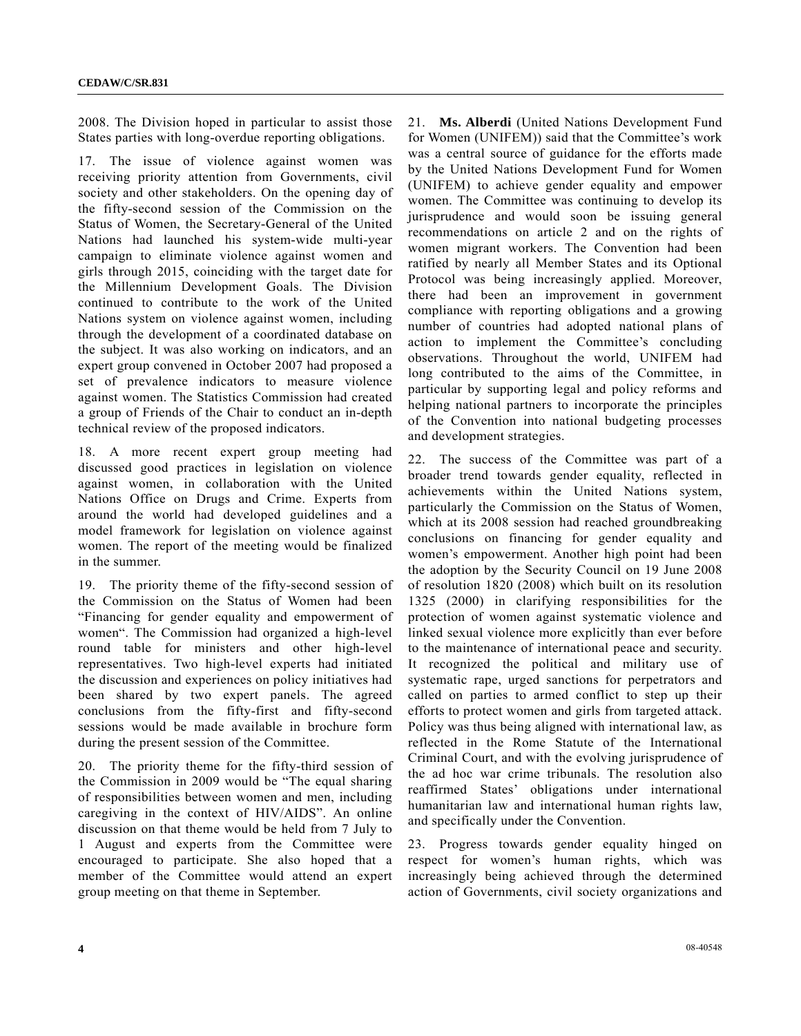2008. The Division hoped in particular to assist those States parties with long-overdue reporting obligations.

17. The issue of violence against women was receiving priority attention from Governments, civil society and other stakeholders. On the opening day of the fifty-second session of the Commission on the Status of Women, the Secretary-General of the United Nations had launched his system-wide multi-year campaign to eliminate violence against women and girls through 2015, coinciding with the target date for the Millennium Development Goals. The Division continued to contribute to the work of the United Nations system on violence against women, including through the development of a coordinated database on the subject. It was also working on indicators, and an expert group convened in October 2007 had proposed a set of prevalence indicators to measure violence against women. The Statistics Commission had created a group of Friends of the Chair to conduct an in-depth technical review of the proposed indicators.

18. A more recent expert group meeting had discussed good practices in legislation on violence against women, in collaboration with the United Nations Office on Drugs and Crime. Experts from around the world had developed guidelines and a model framework for legislation on violence against women. The report of the meeting would be finalized in the summer.

19. The priority theme of the fifty-second session of the Commission on the Status of Women had been "Financing for gender equality and empowerment of women". The Commission had organized a high-level round table for ministers and other high-level representatives. Two high-level experts had initiated the discussion and experiences on policy initiatives had been shared by two expert panels. The agreed conclusions from the fifty-first and fifty-second sessions would be made available in brochure form during the present session of the Committee.

20. The priority theme for the fifty-third session of the Commission in 2009 would be "The equal sharing of responsibilities between women and men, including caregiving in the context of HIV/AIDS". An online discussion on that theme would be held from 7 July to 1 August and experts from the Committee were encouraged to participate. She also hoped that a member of the Committee would attend an expert group meeting on that theme in September.

21. **Ms. Alberdi** (United Nations Development Fund for Women (UNIFEM)) said that the Committee's work was a central source of guidance for the efforts made by the United Nations Development Fund for Women (UNIFEM) to achieve gender equality and empower women. The Committee was continuing to develop its jurisprudence and would soon be issuing general recommendations on article 2 and on the rights of women migrant workers. The Convention had been ratified by nearly all Member States and its Optional Protocol was being increasingly applied. Moreover, there had been an improvement in government compliance with reporting obligations and a growing number of countries had adopted national plans of action to implement the Committee's concluding observations. Throughout the world, UNIFEM had long contributed to the aims of the Committee, in particular by supporting legal and policy reforms and helping national partners to incorporate the principles of the Convention into national budgeting processes and development strategies.

22. The success of the Committee was part of a broader trend towards gender equality, reflected in achievements within the United Nations system, particularly the Commission on the Status of Women, which at its 2008 session had reached groundbreaking conclusions on financing for gender equality and women's empowerment. Another high point had been the adoption by the Security Council on 19 June 2008 of resolution 1820 (2008) which built on its resolution 1325 (2000) in clarifying responsibilities for the protection of women against systematic violence and linked sexual violence more explicitly than ever before to the maintenance of international peace and security. It recognized the political and military use of systematic rape, urged sanctions for perpetrators and called on parties to armed conflict to step up their efforts to protect women and girls from targeted attack. Policy was thus being aligned with international law, as reflected in the Rome Statute of the International Criminal Court, and with the evolving jurisprudence of the ad hoc war crime tribunals. The resolution also reaffirmed States' obligations under international humanitarian law and international human rights law, and specifically under the Convention.

23. Progress towards gender equality hinged on respect for women's human rights, which was increasingly being achieved through the determined action of Governments, civil society organizations and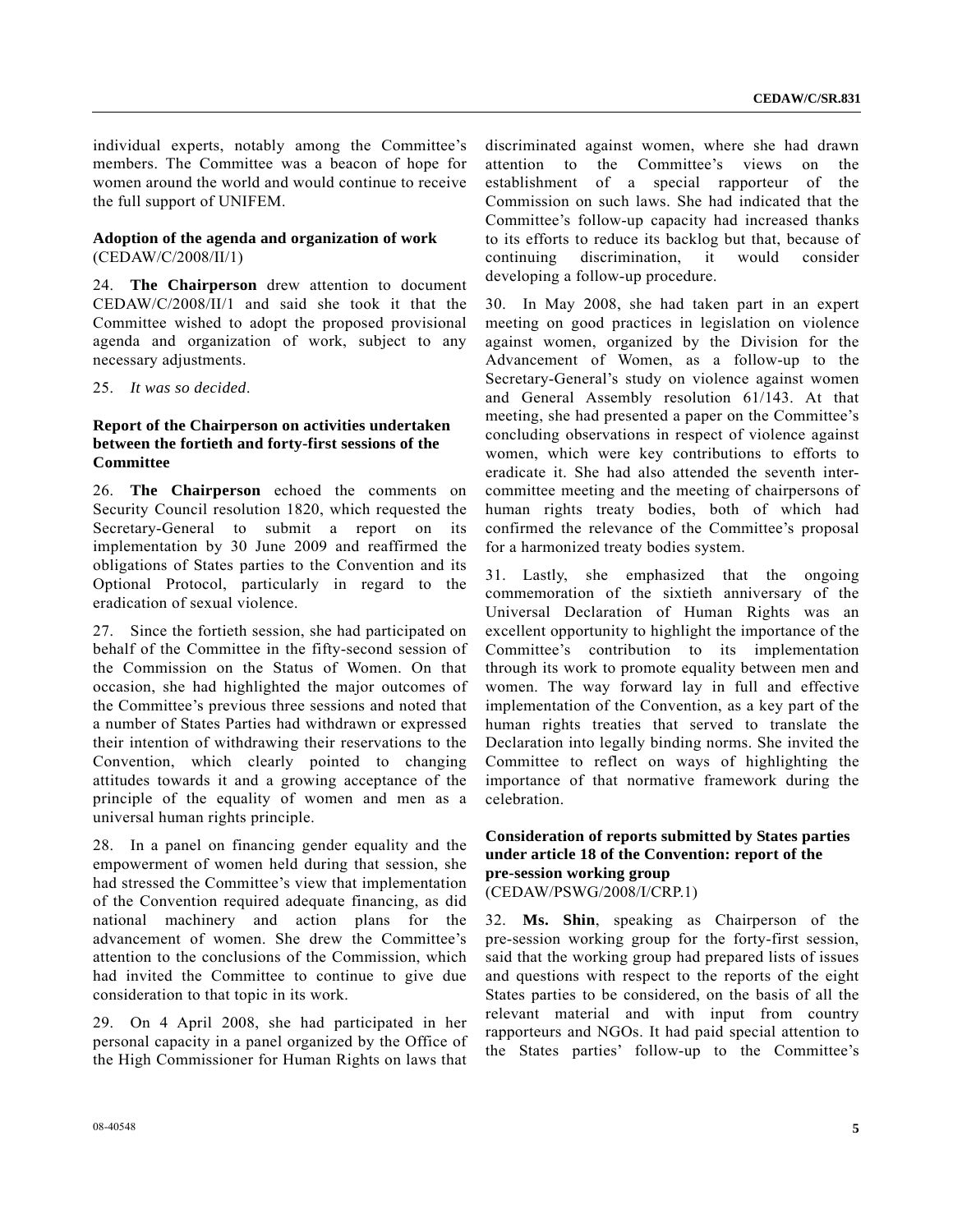individual experts, notably among the Committee's members. The Committee was a beacon of hope for women around the world and would continue to receive the full support of UNIFEM.

**Adoption of the agenda and organization of work** (CEDAW/C/2008/II/1)

24. **The Chairperson** drew attention to document CEDAW/C/2008/II/1 and said she took it that the Committee wished to adopt the proposed provisional agenda and organization of work, subject to any necessary adjustments.

25. *It was so decided*.

**Report of the Chairperson on activities undertaken between the fortieth and forty-first sessions of the Committee**

26. **The Chairperson** echoed the comments on Security Council resolution 1820, which requested the Secretary-General to submit a report on its implementation by 30 June 2009 and reaffirmed the obligations of States parties to the Convention and its Optional Protocol, particularly in regard to the eradication of sexual violence.

27. Since the fortieth session, she had participated on behalf of the Committee in the fifty-second session of the Commission on the Status of Women. On that occasion, she had highlighted the major outcomes of the Committee's previous three sessions and noted that a number of States Parties had withdrawn or expressed their intention of withdrawing their reservations to the Convention, which clearly pointed to changing attitudes towards it and a growing acceptance of the principle of the equality of women and men as a universal human rights principle.

28. In a panel on financing gender equality and the empowerment of women held during that session, she had stressed the Committee's view that implementation of the Convention required adequate financing, as did national machinery and action plans for the advancement of women. She drew the Committee's attention to the conclusions of the Commission, which had invited the Committee to continue to give due consideration to that topic in its work.

29. On 4 April 2008, she had participated in her personal capacity in a panel organized by the Office of the High Commissioner for Human Rights on laws that discriminated against women, where she had drawn attention to the Committee's views on the establishment of a special rapporteur of the Commission on such laws. She had indicated that the Committee's follow-up capacity had increased thanks to its efforts to reduce its backlog but that, because of continuing discrimination, it would consider developing a follow-up procedure.

30. In May 2008, she had taken part in an expert meeting on good practices in legislation on violence against women, organized by the Division for the Advancement of Women, as a follow-up to the Secretary-General's study on violence against women and General Assembly resolution 61/143. At that meeting, she had presented a paper on the Committee's concluding observations in respect of violence against women, which were key contributions to efforts to eradicate it. She had also attended the seventh inter-committee meeting and the meeting of chairpersons of human rights treaty bodies, both of which had confirmed the relevance of the Committee's proposal for a harmonized treaty bodies system.

31. Lastly, she emphasized that the ongoing commemoration of the sixtieth anniversary of the Universal Declaration of Human Rights was an excellent opportunity to highlight the importance of the Committee's contribution to its implementation through its work to promote equality between men and women. The way forward lay in full and effective implementation of the Convention, as a key part of the human rights treaties that served to translate the Declaration into legally binding norms. She invited the Committee to reflect on ways of highlighting the importance of that normative framework during the celebration.

**Consideration of reports submitted by States parties under article 18 of the Convention: report of the pre-session working group** (CEDAW/PSWG/2008/I/CRP.1)

32. **Ms. Shin**, speaking as Chairperson of the pre-session working group for the forty-first session, said that the working group had prepared lists of issues and questions with respect to the reports of the eight States parties to be considered, on the basis of all the relevant material and with input from country rapporteurs and NGOs. It had paid special attention to the States parties' follow-up to the Committee's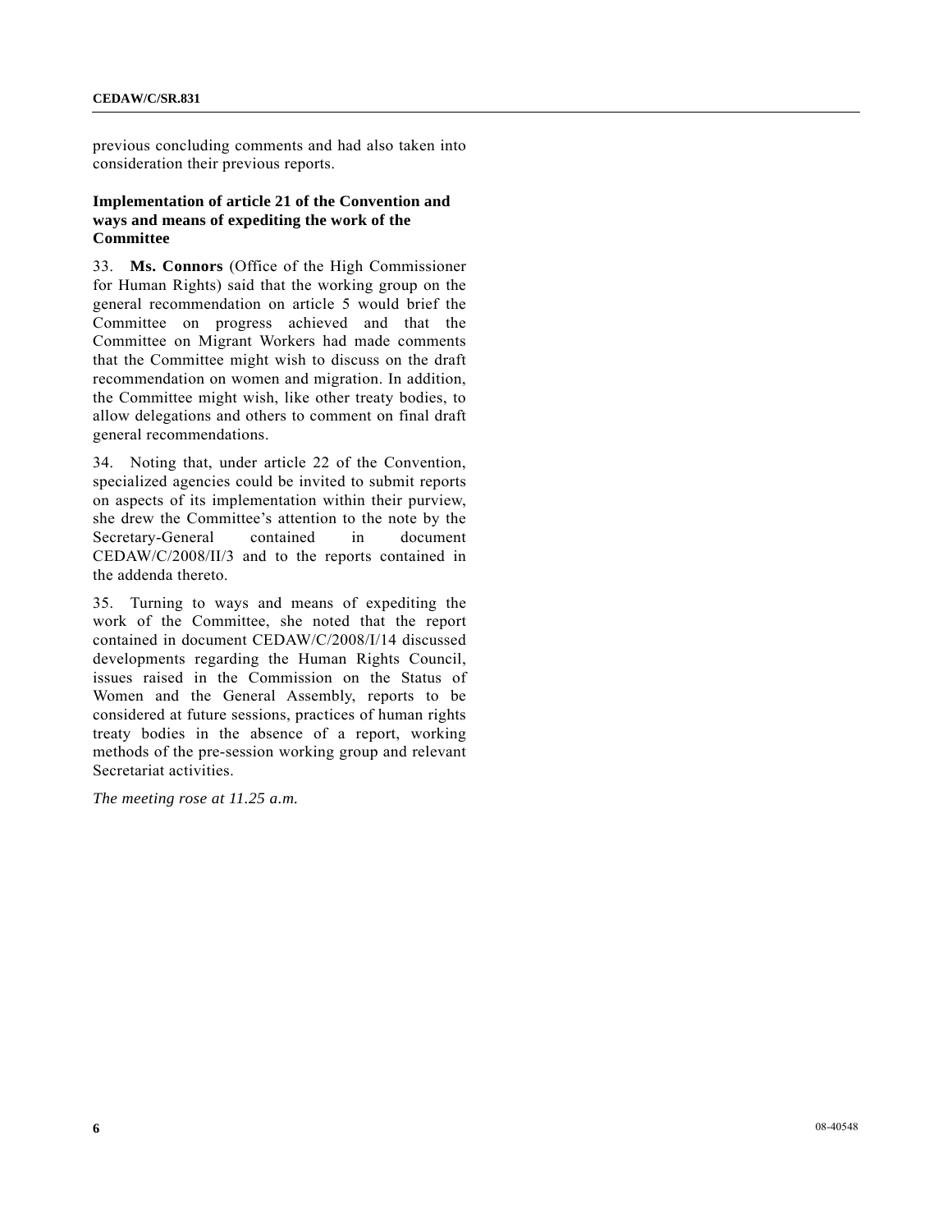previous concluding comments and had also taken into consideration their previous reports.

### Implementation of article 21 of the Convention and ways and means of expediting the work of the Committee

33. **Ms. Connors** (Office of the High Commissioner for Human Rights) said that the working group on the general recommendation on article 5 would brief the Committee on progress achieved and that the Committee on Migrant Workers had made comments that the Committee might wish to discuss on the draft recommendation on women and migration. In addition, the Committee might wish, like other treaty bodies, to allow delegations and others to comment on final draft general recommendations.

34. Noting that, under article 22 of the Convention, specialized agencies could be invited to submit reports on aspects of its implementation within their purview, she drew the Committee's attention to the note by the Secretary-General contained in document CEDAW/C/2008/II/3 and to the reports contained in the addenda thereto.

35. Turning to ways and means of expediting the work of the Committee, she noted that the report contained in document CEDAW/C/2008/I/14 discussed developments regarding the Human Rights Council, issues raised in the Commission on the Status of Women and the General Assembly, reports to be considered at future sessions, practices of human rights treaty bodies in the absence of a report, working methods of the pre-session working group and relevant Secretariat activities.

*The meeting rose at 11.25 a.m.*